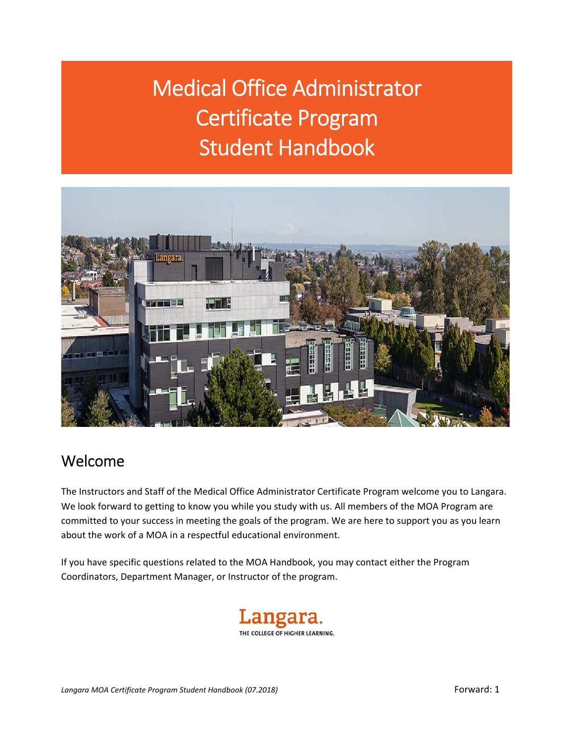# Medical Office Administrator Certificate Program Student Handbook

## Welcome

The Instructors and Staff of the Medical Office Administrator Certificate Program welcome you to Langara. We look forward to getting to know you while you study with us. All members of the MOA Program are committed to your success in meeting the goals of the program. We are here to support you as you learn about the work of a MOA in a respectful educational environment.

If you have specific questions related to the MOA Handbook, you may contact either the Program Coordinators, Department Manager, or Instructor of the program.

Langara.
THE COLLEGE OF HIGHER LEARNING.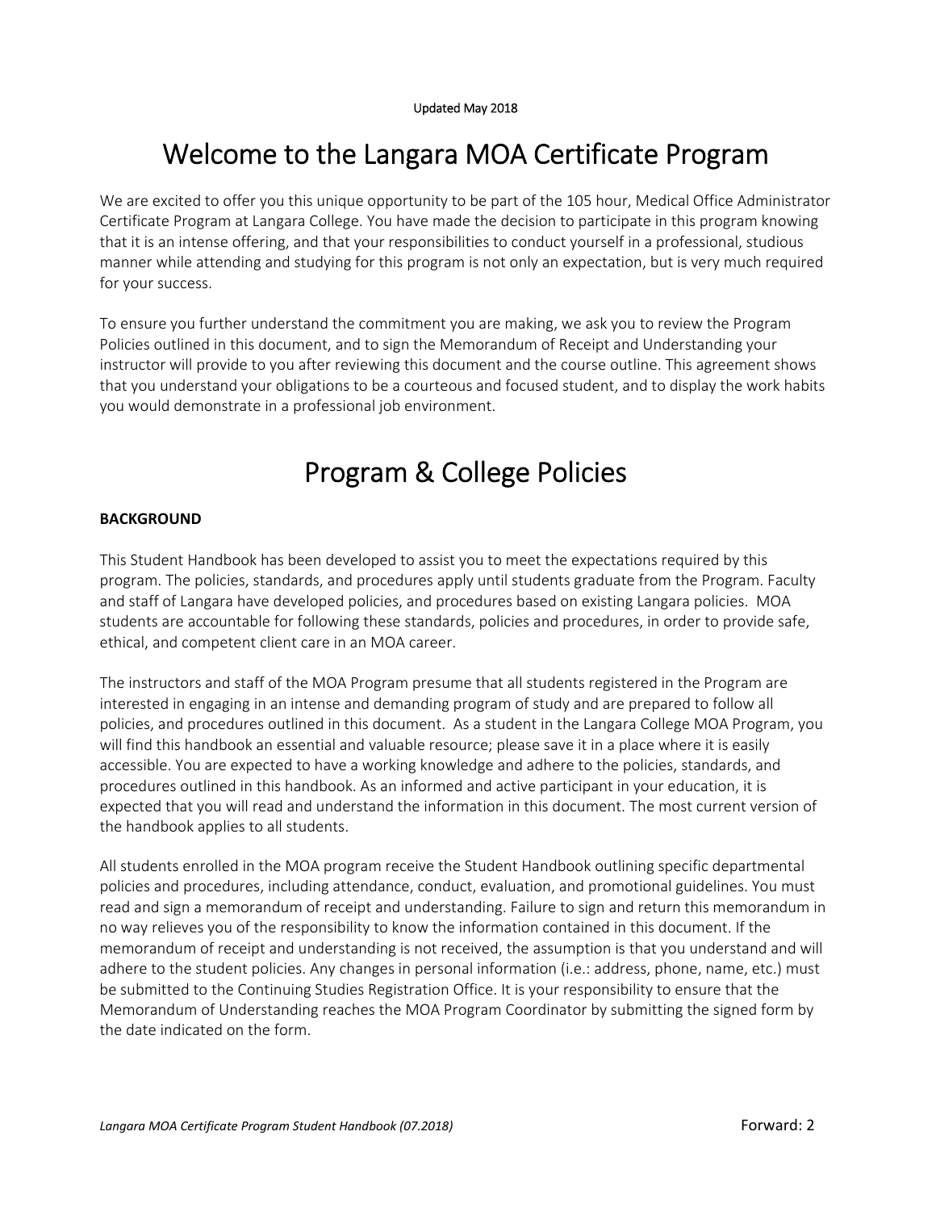Updated May 2018

# Welcome to the Langara MOA Certificate Program

We are excited to offer you this unique opportunity to be part of the 105 hour, Medical Office Administrator Certificate Program at Langara College. You have made the decision to participate in this program knowing that it is an intense offering, and that your responsibilities to conduct yourself in a professional, studious manner while attending and studying for this program is not only an expectation, but is very much required for your success.

To ensure you further understand the commitment you are making, we ask you to review the Program Policies outlined in this document, and to sign the Memorandum of Receipt and Understanding your instructor will provide to you after reviewing this document and the course outline. This agreement shows that you understand your obligations to be a courteous and focused student, and to display the work habits you would demonstrate in a professional job environment.

# Program & College Policies

**BACKGROUND**

This Student Handbook has been developed to assist you to meet the expectations required by this program. The policies, standards, and procedures apply until students graduate from the Program. Faculty and staff of Langara have developed policies, and procedures based on existing Langara policies. MOA students are accountable for following these standards, policies and procedures, in order to provide safe, ethical, and competent client care in an MOA career.

The instructors and staff of the MOA Program presume that all students registered in the Program are interested in engaging in an intense and demanding program of study and are prepared to follow all policies, and procedures outlined in this document. As a student in the Langara College MOA Program, you will find this handbook an essential and valuable resource; please save it in a place where it is easily accessible. You are expected to have a working knowledge and adhere to the policies, standards, and procedures outlined in this handbook. As an informed and active participant in your education, it is expected that you will read and understand the information in this document. The most current version of the handbook applies to all students.

All students enrolled in the MOA program receive the Student Handbook outlining specific departmental policies and procedures, including attendance, conduct, evaluation, and promotional guidelines. You must read and sign a memorandum of receipt and understanding. Failure to sign and return this memorandum in no way relieves you of the responsibility to know the information contained in this document. If the memorandum of receipt and understanding is not received, the assumption is that you understand and will adhere to the student policies. Any changes in personal information (i.e.: address, phone, name, etc.) must be submitted to the Continuing Studies Registration Office. It is your responsibility to ensure that the Memorandum of Understanding reaches the MOA Program Coordinator by submitting the signed form by the date indicated on the form.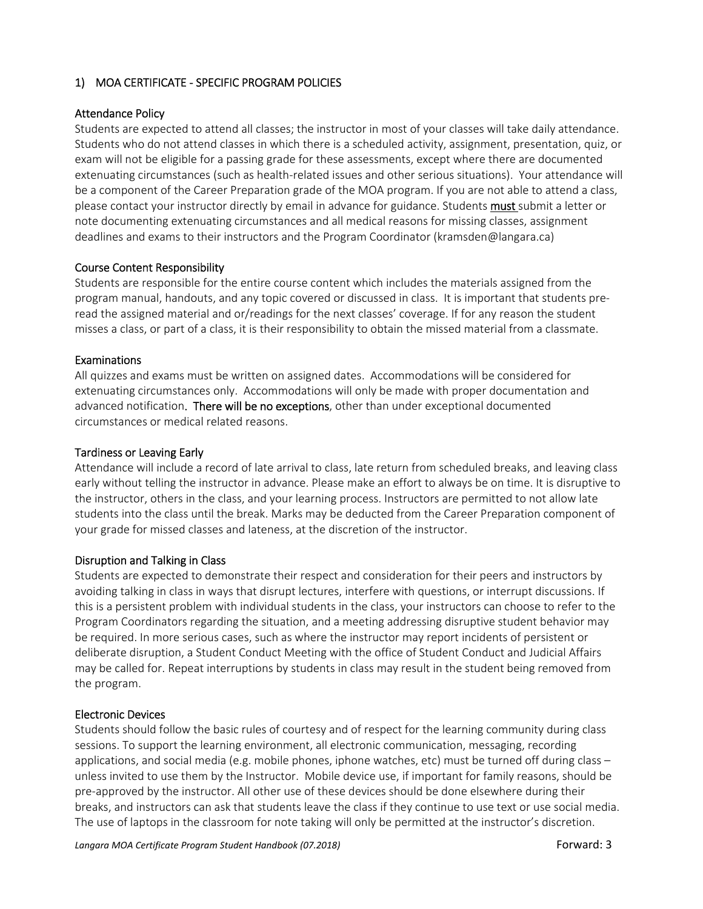## 1) MOA CERTIFICATE - SPECIFIC PROGRAM POLICIES

### Attendance Policy

Students are expected to attend all classes; the instructor in most of your classes will take daily attendance. Students who do not attend classes in which there is a scheduled activity, assignment, presentation, quiz, or exam will not be eligible for a passing grade for these assessments, except where there are documented extenuating circumstances (such as health-related issues and other serious situations). Your attendance will be a component of the Career Preparation grade of the MOA program. If you are not able to attend a class, please contact your instructor directly by email in advance for guidance. Students **must** submit a letter or note documenting extenuating circumstances and all medical reasons for missing classes, assignment deadlines and exams to their instructors and the Program Coordinator (kramsden@langara.ca)

### Course Content Responsibility

Students are responsible for the entire course content which includes the materials assigned from the program manual, handouts, and any topic covered or discussed in class. It is important that students pre-read the assigned material and or/readings for the next classes' coverage. If for any reason the student misses a class, or part of a class, it is their responsibility to obtain the missed material from a classmate.

### Examinations

All quizzes and exams must be written on assigned dates. Accommodations will be considered for extenuating circumstances only. Accommodations will only be made with proper documentation and advanced notification. **There will be no exceptions**, other than under exceptional documented circumstances or medical related reasons.

### Tardiness or Leaving Early

Attendance will include a record of late arrival to class, late return from scheduled breaks, and leaving class early without telling the instructor in advance. Please make an effort to always be on time. It is disruptive to the instructor, others in the class, and your learning process. Instructors are permitted to not allow late students into the class until the break. Marks may be deducted from the Career Preparation component of your grade for missed classes and lateness, at the discretion of the instructor.

### Disruption and Talking in Class

Students are expected to demonstrate their respect and consideration for their peers and instructors by avoiding talking in class in ways that disrupt lectures, interfere with questions, or interrupt discussions. If this is a persistent problem with individual students in the class, your instructors can choose to refer to the Program Coordinators regarding the situation, and a meeting addressing disruptive student behavior may be required. In more serious cases, such as where the instructor may report incidents of persistent or deliberate disruption, a Student Conduct Meeting with the office of Student Conduct and Judicial Affairs may be called for. Repeat interruptions by students in class may result in the student being removed from the program.

### Electronic Devices

Students should follow the basic rules of courtesy and of respect for the learning community during class sessions. To support the learning environment, all electronic communication, messaging, recording applications, and social media (e.g. mobile phones, iphone watches, etc) must be turned off during class – unless invited to use them by the Instructor. Mobile device use, if important for family reasons, should be pre-approved by the instructor. All other use of these devices should be done elsewhere during their breaks, and instructors can ask that students leave the class if they continue to use text or use social media. The use of laptops in the classroom for note taking will only be permitted at the instructor's discretion.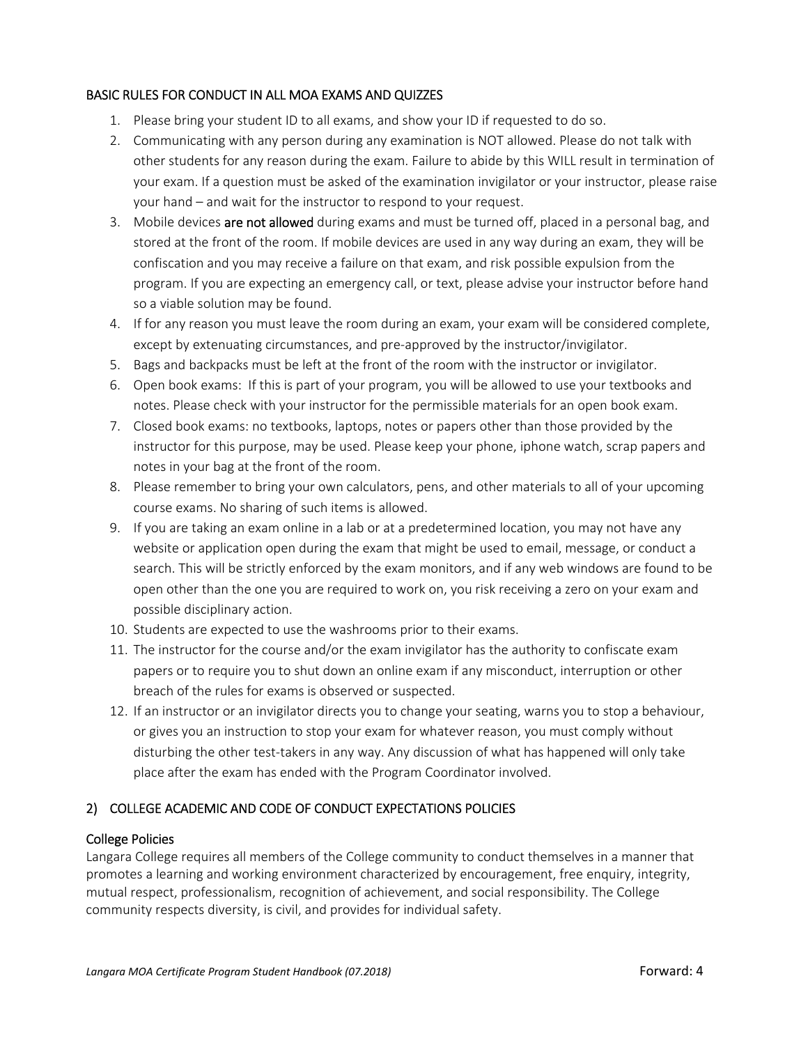### BASIC RULES FOR CONDUCT IN ALL MOA EXAMS AND QUIZZES

1. Please bring your student ID to all exams, and show your ID if requested to do so.
2. Communicating with any person during any examination is NOT allowed. Please do not talk with other students for any reason during the exam. Failure to abide by this WILL result in termination of your exam. If a question must be asked of the examination invigilator or your instructor, please raise your hand – and wait for the instructor to respond to your request.
3. Mobile devices **are not allowed** during exams and must be turned off, placed in a personal bag, and stored at the front of the room. If mobile devices are used in any way during an exam, they will be confiscation and you may receive a failure on that exam, and risk possible expulsion from the program. If you are expecting an emergency call, or text, please advise your instructor before hand so a viable solution may be found.
4. If for any reason you must leave the room during an exam, your exam will be considered complete, except by extenuating circumstances, and pre-approved by the instructor/invigilator.
5. Bags and backpacks must be left at the front of the room with the instructor or invigilator.
6. Open book exams: If this is part of your program, you will be allowed to use your textbooks and notes. Please check with your instructor for the permissible materials for an open book exam.
7. Closed book exams: no textbooks, laptops, notes or papers other than those provided by the instructor for this purpose, may be used. Please keep your phone, iphone watch, scrap papers and notes in your bag at the front of the room.
8. Please remember to bring your own calculators, pens, and other materials to all of your upcoming course exams. No sharing of such items is allowed.
9. If you are taking an exam online in a lab or at a predetermined location, you may not have any website or application open during the exam that might be used to email, message, or conduct a search. This will be strictly enforced by the exam monitors, and if any web windows are found to be open other than the one you are required to work on, you risk receiving a zero on your exam and possible disciplinary action.
10. Students are expected to use the washrooms prior to their exams.
11. The instructor for the course and/or the exam invigilator has the authority to confiscate exam papers or to require you to shut down an online exam if any misconduct, interruption or other breach of the rules for exams is observed or suspected.
12. If an instructor or an invigilator directs you to change your seating, warns you to stop a behaviour, or gives you an instruction to stop your exam for whatever reason, you must comply without disturbing the other test-takers in any way. Any discussion of what has happened will only take place after the exam has ended with the Program Coordinator involved.

## 2) COLLEGE ACADEMIC AND CODE OF CONDUCT EXPECTATIONS POLICIES

### College Policies

Langara College requires all members of the College community to conduct themselves in a manner that promotes a learning and working environment characterized by encouragement, free enquiry, integrity, mutual respect, professionalism, recognition of achievement, and social responsibility. The College community respects diversity, is civil, and provides for individual safety.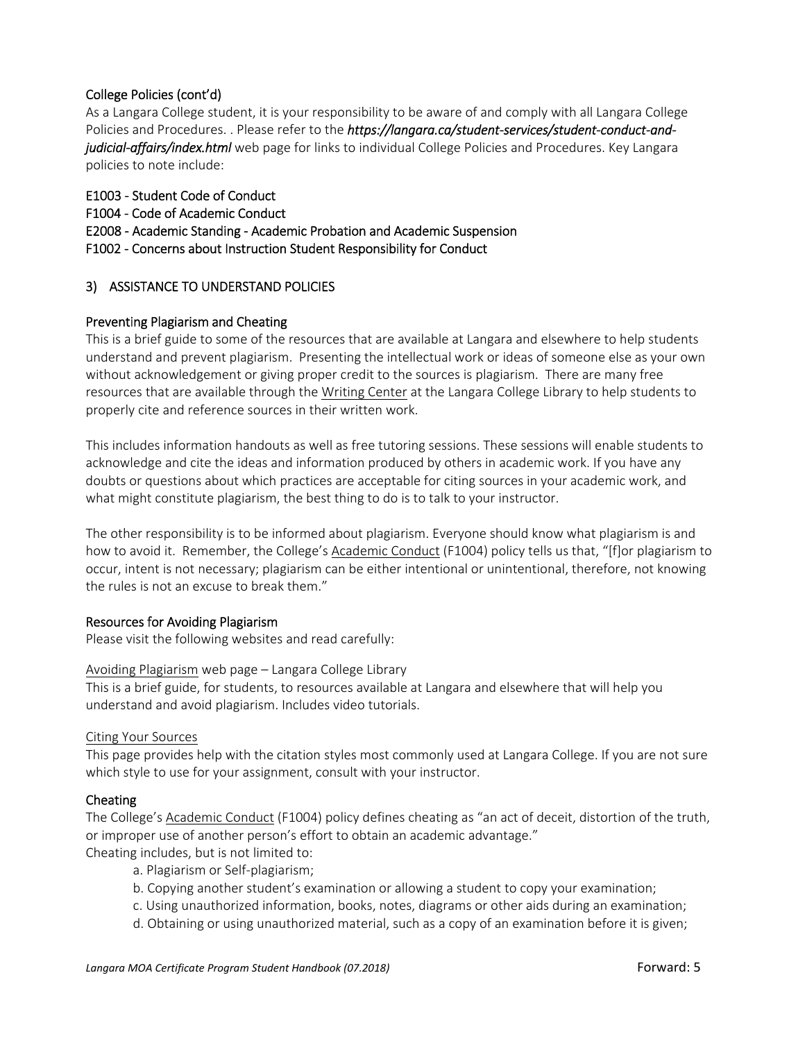## College Policies (cont'd)

As a Langara College student, it is your responsibility to be aware of and comply with all Langara College Policies and Procedures. . Please refer to the ***https://langara.ca/student-services/student-conduct-and-judicial-affairs/index.html*** web page for links to individual College Policies and Procedures. Key Langara policies to note include:

E1003 - Student Code of Conduct
F1004 - Code of Academic Conduct
E2008 - Academic Standing - Academic Probation and Academic Suspension
F1002 - Concerns about Instruction Student Responsibility for Conduct

## 3) ASSISTANCE TO UNDERSTAND POLICIES

### Preventing Plagiarism and Cheating

This is a brief guide to some of the resources that are available at Langara and elsewhere to help students understand and prevent plagiarism. Presenting the intellectual work or ideas of someone else as your own without acknowledgement or giving proper credit to the sources is plagiarism. There are many free resources that are available through the Writing Center at the Langara College Library to help students to properly cite and reference sources in their written work.

This includes information handouts as well as free tutoring sessions. These sessions will enable students to acknowledge and cite the ideas and information produced by others in academic work. If you have any doubts or questions about which practices are acceptable for citing sources in your academic work, and what might constitute plagiarism, the best thing to do is to talk to your instructor.

The other responsibility is to be informed about plagiarism. Everyone should know what plagiarism is and how to avoid it. Remember, the College's Academic Conduct (F1004) policy tells us that, "[f]or plagiarism to occur, intent is not necessary; plagiarism can be either intentional or unintentional, therefore, not knowing the rules is not an excuse to break them."

### Resources for Avoiding Plagiarism

Please visit the following websites and read carefully:

Avoiding Plagiarism web page – Langara College Library
This is a brief guide, for students, to resources available at Langara and elsewhere that will help you understand and avoid plagiarism. Includes video tutorials.

Citing Your Sources
This page provides help with the citation styles most commonly used at Langara College. If you are not sure which style to use for your assignment, consult with your instructor.

### Cheating

The College's Academic Conduct (F1004) policy defines cheating as "an act of deceit, distortion of the truth, or improper use of another person's effort to obtain an academic advantage."
Cheating includes, but is not limited to:

a. Plagiarism or Self-plagiarism;
b. Copying another student's examination or allowing a student to copy your examination;
c. Using unauthorized information, books, notes, diagrams or other aids during an examination;
d. Obtaining or using unauthorized material, such as a copy of an examination before it is given;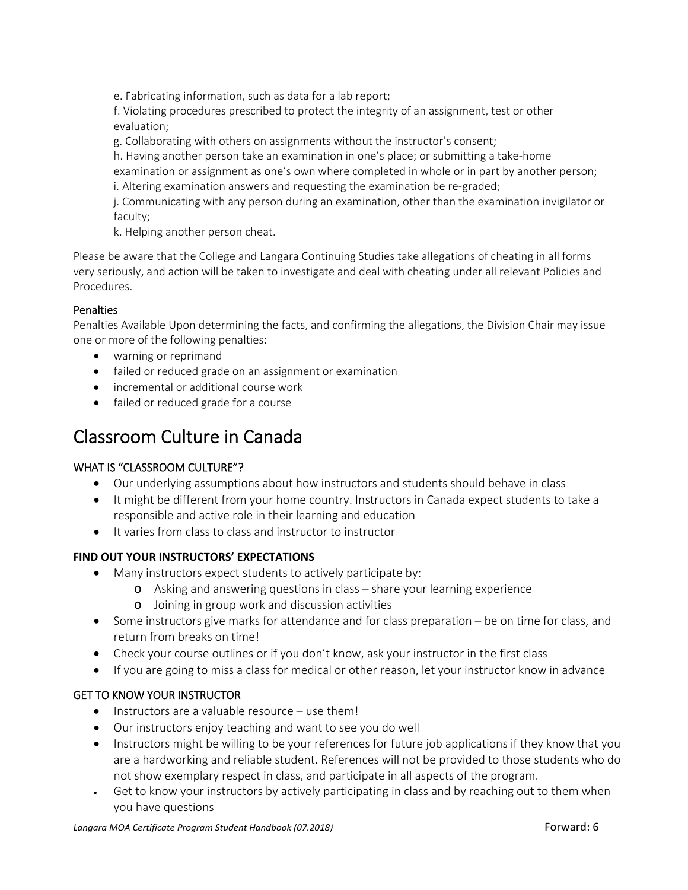e. Fabricating information, such as data for a lab report;
f. Violating procedures prescribed to protect the integrity of an assignment, test or other evaluation;
g. Collaborating with others on assignments without the instructor's consent;
h. Having another person take an examination in one's place; or submitting a take-home examination or assignment as one's own where completed in whole or in part by another person;
i. Altering examination answers and requesting the examination be re-graded;
j. Communicating with any person during an examination, other than the examination invigilator or faculty;
k. Helping another person cheat.

Please be aware that the College and Langara Continuing Studies take allegations of cheating in all forms very seriously, and action will be taken to investigate and deal with cheating under all relevant Policies and Procedures.

### Penalties

Penalties Available Upon determining the facts, and confirming the allegations, the Division Chair may issue one or more of the following penalties:

- warning or reprimand
- failed or reduced grade on an assignment or examination
- incremental or additional course work
- failed or reduced grade for a course

# Classroom Culture in Canada

### WHAT IS "CLASSROOM CULTURE"?

- Our underlying assumptions about how instructors and students should behave in class
- It might be different from your home country. Instructors in Canada expect students to take a responsible and active role in their learning and education
- It varies from class to class and instructor to instructor

### FIND OUT YOUR INSTRUCTORS' EXPECTATIONS

- Many instructors expect students to actively participate by:
  - Asking and answering questions in class – share your learning experience
  - Joining in group work and discussion activities
- Some instructors give marks for attendance and for class preparation – be on time for class, and return from breaks on time!
- Check your course outlines or if you don't know, ask your instructor in the first class
- If you are going to miss a class for medical or other reason, let your instructor know in advance

### GET TO KNOW YOUR INSTRUCTOR

- Instructors are a valuable resource – use them!
- Our instructors enjoy teaching and want to see you do well
- Instructors might be willing to be your references for future job applications if they know that you are a hardworking and reliable student. References will not be provided to those students who do not show exemplary respect in class, and participate in all aspects of the program.
- Get to know your instructors by actively participating in class and by reaching out to them when you have questions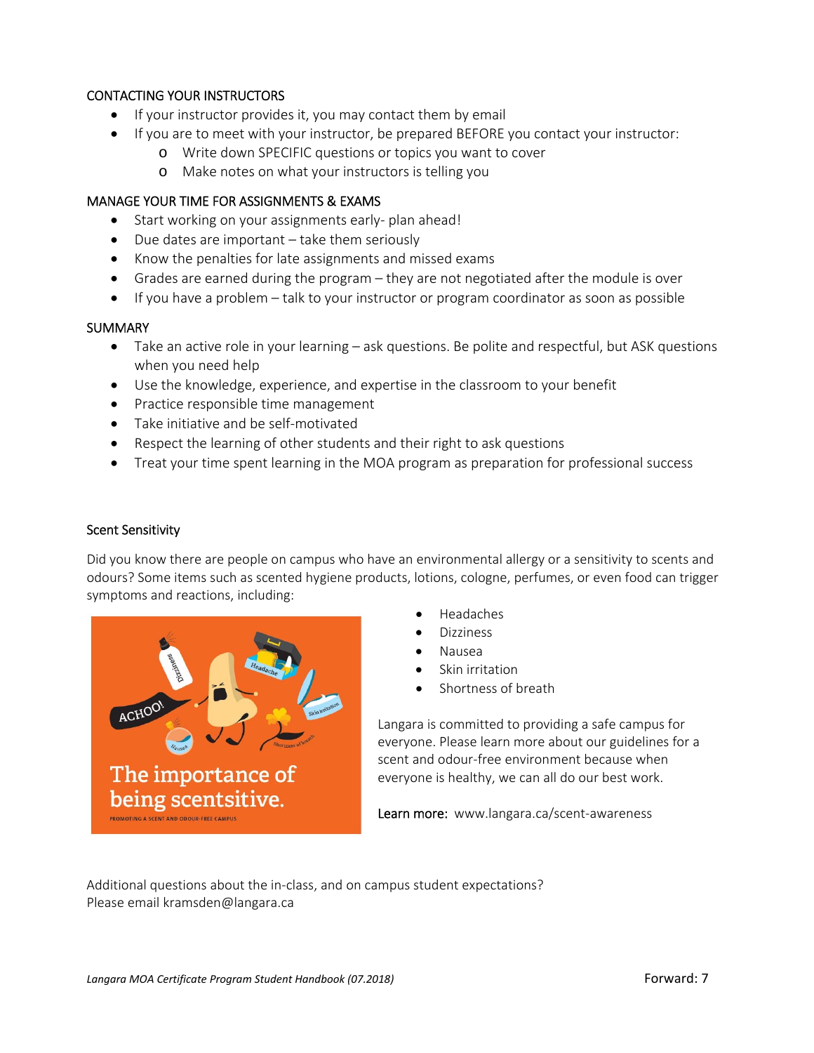## CONTACTING YOUR INSTRUCTORS

- If your instructor provides it, you may contact them by email
- If you are to meet with your instructor, be prepared BEFORE you contact your instructor:
  - Write down SPECIFIC questions or topics you want to cover
  - Make notes on what your instructors is telling you

## MANAGE YOUR TIME FOR ASSIGNMENTS & EXAMS

- Start working on your assignments early- plan ahead!
- Due dates are important – take them seriously
- Know the penalties for late assignments and missed exams
- Grades are earned during the program – they are not negotiated after the module is over
- If you have a problem – talk to your instructor or program coordinator as soon as possible

## SUMMARY

- Take an active role in your learning – ask questions. Be polite and respectful, but ASK questions when you need help
- Use the knowledge, experience, and expertise in the classroom to your benefit
- Practice responsible time management
- Take initiative and be self-motivated
- Respect the learning of other students and their right to ask questions
- Treat your time spent learning in the MOA program as preparation for professional success

## Scent Sensitivity

Did you know there are people on campus who have an environmental allergy or a sensitivity to scents and odours? Some items such as scented hygiene products, lotions, cologne, perfumes, or even food can trigger symptoms and reactions, including:

- Headaches
- Dizziness
- Nausea
- Skin irritation
- Shortness of breath

Langara is committed to providing a safe campus for everyone. Please learn more about our guidelines for a scent and odour-free environment because when everyone is healthy, we can all do our best work.

Learn more: www.langara.ca/scent-awareness

Additional questions about the in-class, and on campus student expectations?
Please email kramsden@langara.ca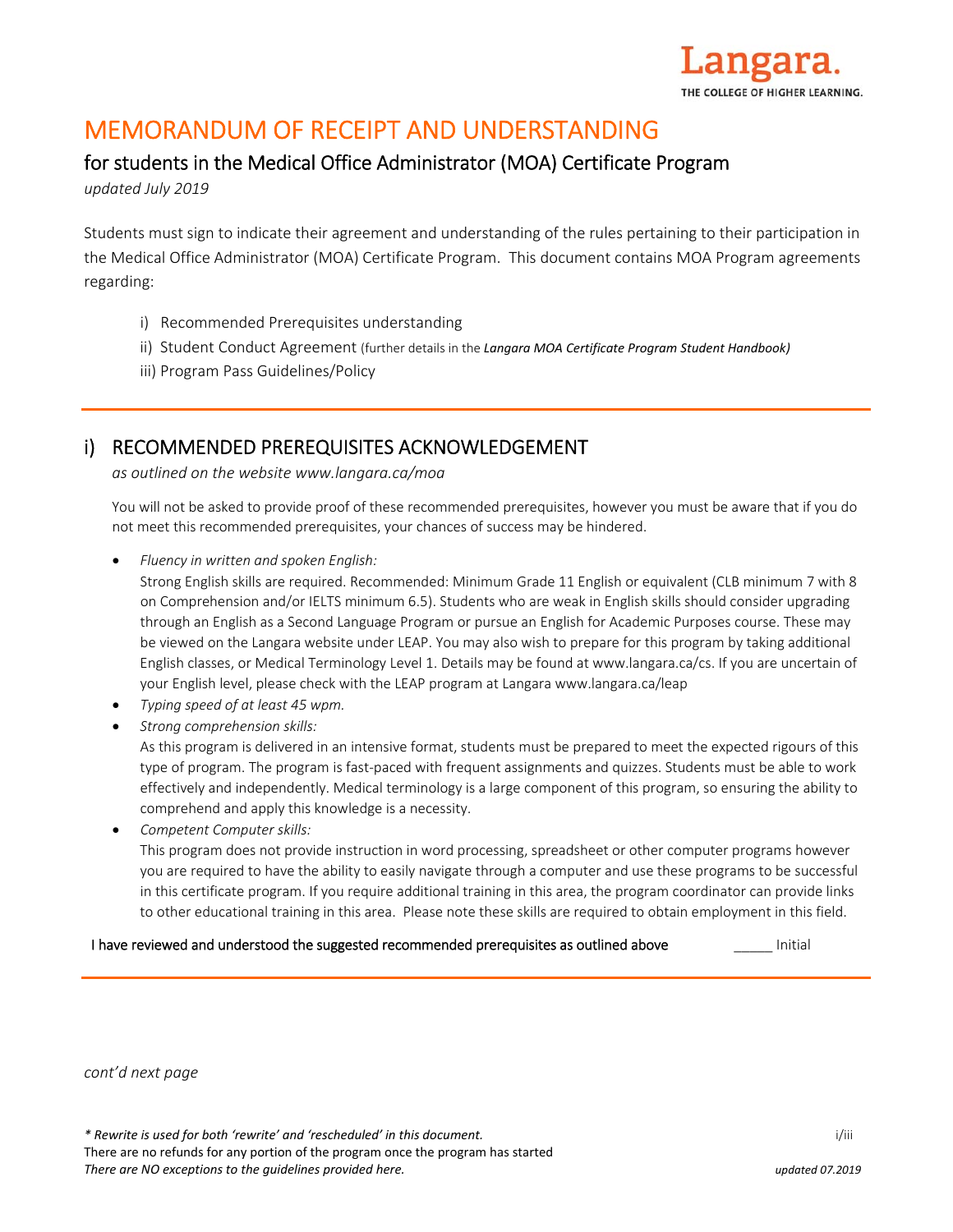Langara.
THE COLLEGE OF HIGHER LEARNING.

# MEMORANDUM OF RECEIPT AND UNDERSTANDING

## for students in the Medical Office Administrator (MOA) Certificate Program

*updated July 2019*

Students must sign to indicate their agreement and understanding of the rules pertaining to their participation in the Medical Office Administrator (MOA) Certificate Program. This document contains MOA Program agreements regarding:

i) Recommended Prerequisites understanding
ii) Student Conduct Agreement (further details in the ***Langara MOA Certificate Program Student Handbook)***
iii) Program Pass Guidelines/Policy

---

## i) RECOMMENDED PREREQUISITES ACKNOWLEDGEMENT

*as outlined on the website www.langara.ca/moa*

You will not be asked to provide proof of these recommended prerequisites, however you must be aware that if you do not meet this recommended prerequisites, your chances of success may be hindered.

- *Fluency in written and spoken English:*
  Strong English skills are required. Recommended: Minimum Grade 11 English or equivalent (CLB minimum 7 with 8 on Comprehension and/or IELTS minimum 6.5). Students who are weak in English skills should consider upgrading through an English as a Second Language Program or pursue an English for Academic Purposes course. These may be viewed on the Langara website under LEAP. You may also wish to prepare for this program by taking additional English classes, or Medical Terminology Level 1. Details may be found at www.langara.ca/cs. If you are uncertain of your English level, please check with the LEAP program at Langara www.langara.ca/leap
- *Typing speed of at least 45 wpm.*
- *Strong comprehension skills:*
  As this program is delivered in an intensive format, students must be prepared to meet the expected rigours of this type of program. The program is fast-paced with frequent assignments and quizzes. Students must be able to work effectively and independently. Medical terminology is a large component of this program, so ensuring the ability to comprehend and apply this knowledge is a necessity.
- *Competent Computer skills:*
  This program does not provide instruction in word processing, spreadsheet or other computer programs however you are required to have the ability to easily navigate through a computer and use these programs to be successful in this certificate program. If you require additional training in this area, the program coordinator can provide links to other educational training in this area. Please note these skills are required to obtain employment in this field.

I have reviewed and understood the suggested recommended prerequisites as outlined above _____ Initial

---

*cont'd next page*

*\* Rewrite is used for both 'rewrite' and 'rescheduled' in this document.*
There are no refunds for any portion of the program once the program has started
*There are NO exceptions to the guidelines provided here.*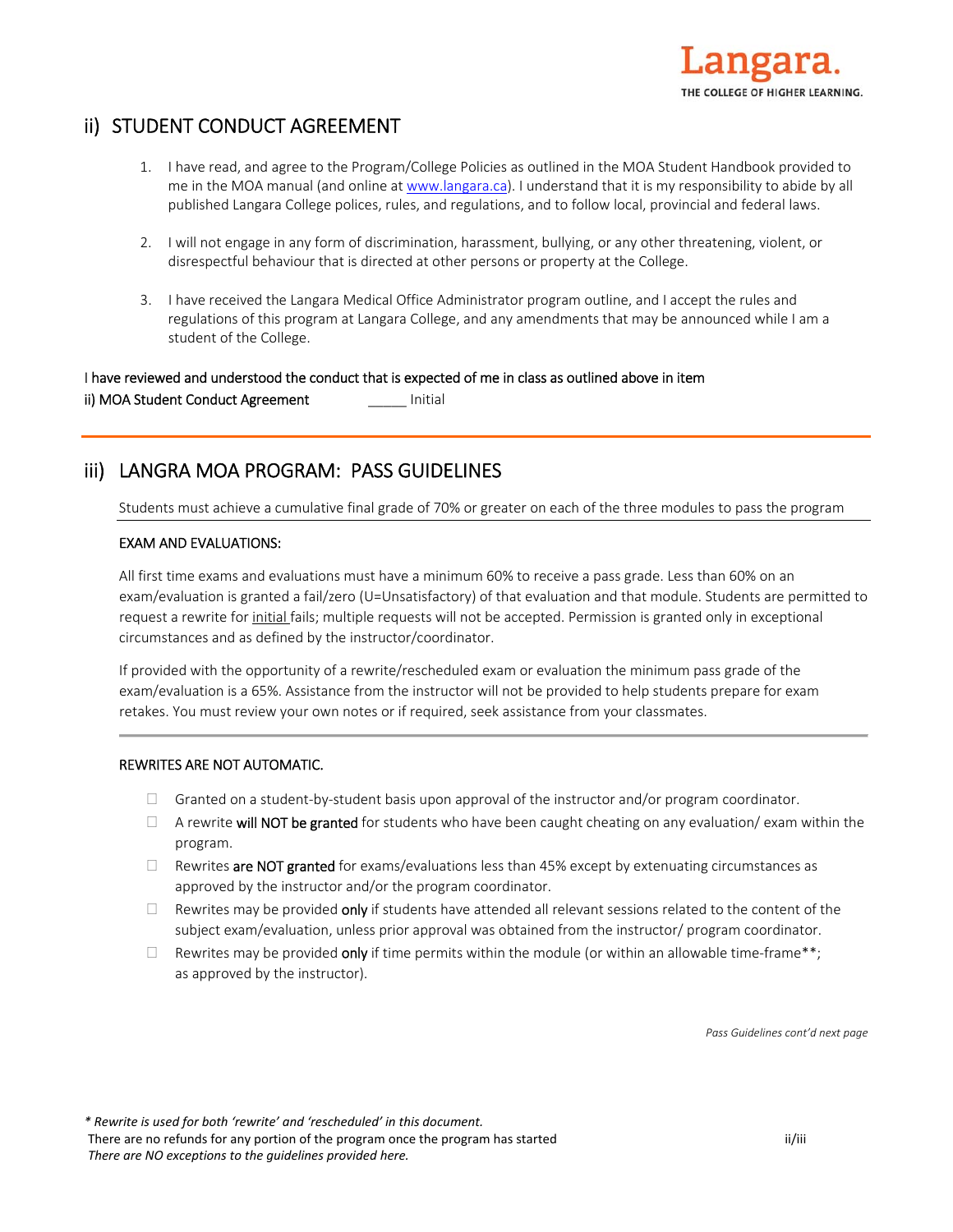## ii) STUDENT CONDUCT AGREEMENT

1. I have read, and agree to the Program/College Policies as outlined in the MOA Student Handbook provided to me in the MOA manual (and online at www.langara.ca). I understand that it is my responsibility to abide by all published Langara College polices, rules, and regulations, and to follow local, provincial and federal laws.
2. I will not engage in any form of discrimination, harassment, bullying, or any other threatening, violent, or disrespectful behaviour that is directed at other persons or property at the College.
3. I have received the Langara Medical Office Administrator program outline, and I accept the rules and regulations of this program at Langara College, and any amendments that may be announced while I am a student of the College.

I have reviewed and understood the conduct that is expected of me in class as outlined above in item ii) MOA Student Conduct Agreement _____ Initial

## iii) LANGRA MOA PROGRAM: PASS GUIDELINES

Students must achieve a cumulative final grade of 70% or greater on each of the three modules to pass the program

EXAM AND EVALUATIONS:

All first time exams and evaluations must have a minimum 60% to receive a pass grade. Less than 60% on an exam/evaluation is granted a fail/zero (U=Unsatisfactory) of that evaluation and that module. Students are permitted to request a rewrite for initial fails; multiple requests will not be accepted. Permission is granted only in exceptional circumstances and as defined by the instructor/coordinator.

If provided with the opportunity of a rewrite/rescheduled exam or evaluation the minimum pass grade of the exam/evaluation is a 65%. Assistance from the instructor will not be provided to help students prepare for exam retakes. You must review your own notes or if required, seek assistance from your classmates.

REWRITES ARE NOT AUTOMATIC.

- Granted on a student-by-student basis upon approval of the instructor and/or program coordinator.
- A rewrite **will NOT be granted** for students who have been caught cheating on any evaluation/ exam within the program.
- Rewrites **are NOT granted** for exams/evaluations less than 45% except by extenuating circumstances as approved by the instructor and/or the program coordinator.
- Rewrites may be provided **only** if students have attended all relevant sessions related to the content of the subject exam/evaluation, unless prior approval was obtained from the instructor/ program coordinator.
- Rewrites may be provided **only** if time permits within the module (or within an allowable time-frame**; as approved by the instructor).

*Pass Guidelines cont'd next page*

*\* Rewrite is used for both 'rewrite' and 'rescheduled' in this document.*

There are no refunds for any portion of the program once the program has started

*There are NO exceptions to the guidelines provided here.*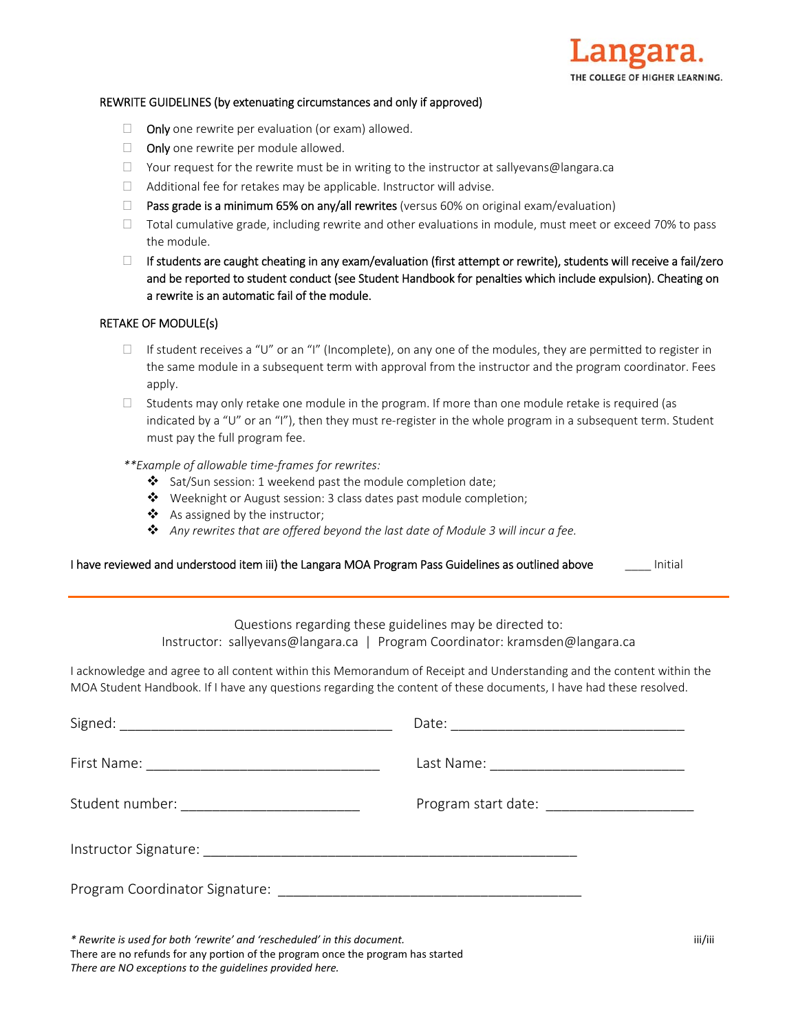REWRITE GUIDELINES (by extenuating circumstances and only if approved)

- ☐ **Only** one rewrite per evaluation (or exam) allowed.
- ☐ **Only** one rewrite per module allowed.
- ☐ Your request for the rewrite must be in writing to the instructor at sallyevans@langara.ca
- ☐ Additional fee for retakes may be applicable. Instructor will advise.
- ☐ **Pass grade is a minimum 65% on any/all rewrites** (versus 60% on original exam/evaluation)
- ☐ Total cumulative grade, including rewrite and other evaluations in module, must meet or exceed 70% to pass the module.
- ☐ **If students are caught cheating in any exam/evaluation (first attempt or rewrite), students will receive a fail/zero and be reported to student conduct (see Student Handbook for penalties which include expulsion). Cheating on a rewrite is an automatic fail of the module.**

RETAKE OF MODULE(s)

- ☐ If student receives a "U" or an "I" (Incomplete), on any one of the modules, they are permitted to register in the same module in a subsequent term with approval from the instructor and the program coordinator. Fees apply.
- ☐ Students may only retake one module in the program. If more than one module retake is required (as indicated by a "U" or an "I"), then they must re-register in the whole program in a subsequent term. Student must pay the full program fee.

*\*\*Example of allowable time-frames for rewrites:*

- ❖ Sat/Sun session: 1 weekend past the module completion date;
- ❖ Weeknight or August session: 3 class dates past module completion;
- ❖ As assigned by the instructor;
- ❖ *Any rewrites that are offered beyond the last date of Module 3 will incur a fee.*

I have reviewed and understood item iii) the Langara MOA Program Pass Guidelines as outlined above ____ Initial

---

Questions regarding these guidelines may be directed to:
Instructor: sallyevans@langara.ca | Program Coordinator: kramsden@langara.ca

I acknowledge and agree to all content within this Memorandum of Receipt and Understanding and the content within the MOA Student Handbook. If I have any questions regarding the content of these documents, I have had these resolved.

Signed: ____________________________________ Date: ______________________________

First Name: _______________________________ Last Name: _________________________

Student number: ________________________ Program start date: ___________________

Instructor Signature: __________________________________________________

Program Coordinator Signature: _________________________________________

*\* Rewrite is used for both 'rewrite' and 'rescheduled' in this document.*
There are no refunds for any portion of the program once the program has started
*There are NO exceptions to the guidelines provided here.*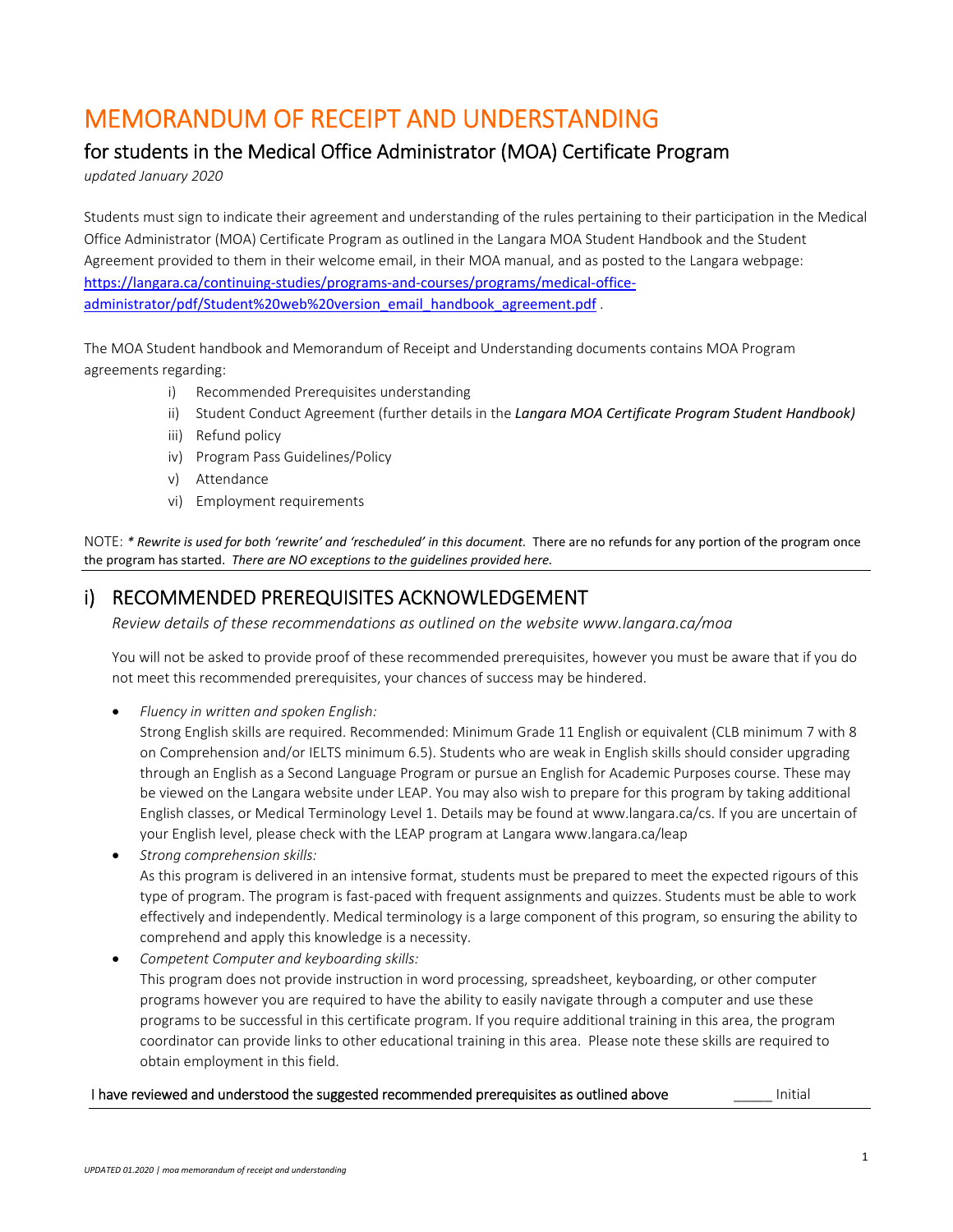# MEMORANDUM OF RECEIPT AND UNDERSTANDING

## for students in the Medical Office Administrator (MOA) Certificate Program

*updated January 2020*

Students must sign to indicate their agreement and understanding of the rules pertaining to their participation in the Medical Office Administrator (MOA) Certificate Program as outlined in the Langara MOA Student Handbook and the Student Agreement provided to them in their welcome email, in their MOA manual, and as posted to the Langara webpage: [https://langara.ca/continuing-studies/programs-and-courses/programs/medical-office-administrator/pdf/Student%20web%20version_email_handbook_agreement.pdf](https://langara.ca/continuing-studies/programs-and-courses/programs/medical-office-administrator/pdf/Student%20web%20version_email_handbook_agreement.pdf) .

The MOA Student handbook and Memorandum of Receipt and Understanding documents contains MOA Program agreements regarding:

i) Recommended Prerequisites understanding
ii) Student Conduct Agreement (further details in the ***Langara MOA Certificate Program Student Handbook)***
iii) Refund policy
iv) Program Pass Guidelines/Policy
v) Attendance
vi) Employment requirements

NOTE: *\* Rewrite is used for both 'rewrite' and 'rescheduled' in this document.* There are no refunds for any portion of the program once the program has started. *There are NO exceptions to the guidelines provided here.*

---

## i) RECOMMENDED PREREQUISITES ACKNOWLEDGEMENT

*Review details of these recommendations as outlined on the website www.langara.ca/moa*

You will not be asked to provide proof of these recommended prerequisites, however you must be aware that if you do not meet this recommended prerequisites, your chances of success may be hindered.

- *Fluency in written and spoken English:*
  Strong English skills are required. Recommended: Minimum Grade 11 English or equivalent (CLB minimum 7 with 8 on Comprehension and/or IELTS minimum 6.5). Students who are weak in English skills should consider upgrading through an English as a Second Language Program or pursue an English for Academic Purposes course. These may be viewed on the Langara website under LEAP. You may also wish to prepare for this program by taking additional English classes, or Medical Terminology Level 1. Details may be found at www.langara.ca/cs. If you are uncertain of your English level, please check with the LEAP program at Langara www.langara.ca/leap
- *Strong comprehension skills:*
  As this program is delivered in an intensive format, students must be prepared to meet the expected rigours of this type of program. The program is fast-paced with frequent assignments and quizzes. Students must be able to work effectively and independently. Medical terminology is a large component of this program, so ensuring the ability to comprehend and apply this knowledge is a necessity.
- *Competent Computer and keyboarding skills:*
  This program does not provide instruction in word processing, spreadsheet, keyboarding, or other computer programs however you are required to have the ability to easily navigate through a computer and use these programs to be successful in this certificate program. If you require additional training in this area, the program coordinator can provide links to other educational training in this area. Please note these skills are required to obtain employment in this field.

I have reviewed and understood the suggested recommended prerequisites as outlined above _____ Initial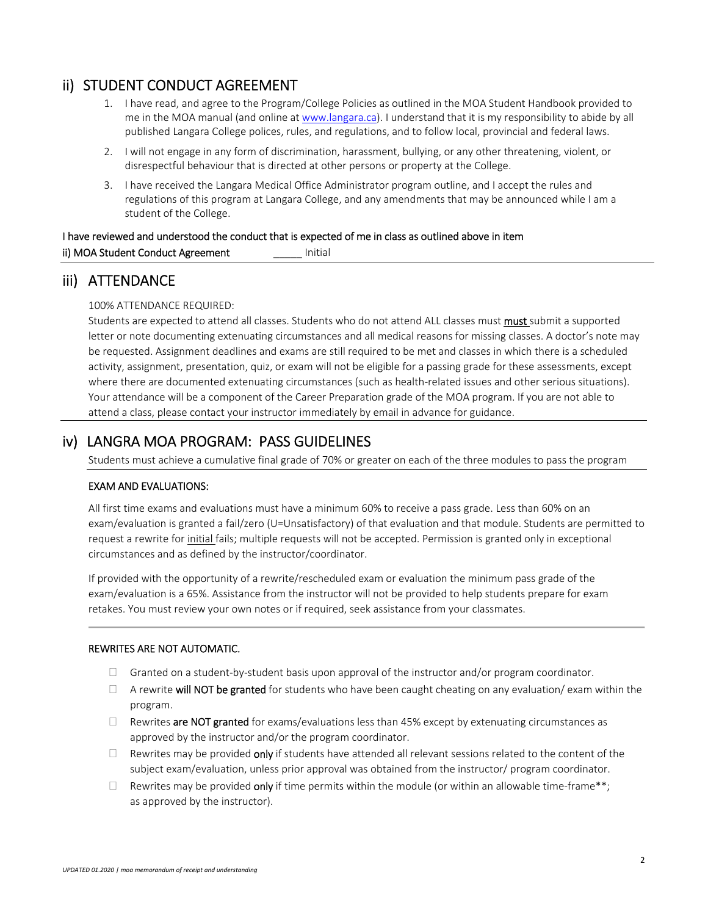## ii) STUDENT CONDUCT AGREEMENT

1. I have read, and agree to the Program/College Policies as outlined in the MOA Student Handbook provided to me in the MOA manual (and online at www.langara.ca). I understand that it is my responsibility to abide by all published Langara College polices, rules, and regulations, and to follow local, provincial and federal laws.
2. I will not engage in any form of discrimination, harassment, bullying, or any other threatening, violent, or disrespectful behaviour that is directed at other persons or property at the College.
3. I have received the Langara Medical Office Administrator program outline, and I accept the rules and regulations of this program at Langara College, and any amendments that may be announced while I am a student of the College.

I have reviewed and understood the conduct that is expected of me in class as outlined above in item ii) MOA Student Conduct Agreement _____ Initial

## iii) ATTENDANCE

100% ATTENDANCE REQUIRED:

Students are expected to attend all classes. Students who do not attend ALL classes must **must** submit a supported letter or note documenting extenuating circumstances and all medical reasons for missing classes. A doctor's note may be requested. Assignment deadlines and exams are still required to be met and classes in which there is a scheduled activity, assignment, presentation, quiz, or exam will not be eligible for a passing grade for these assessments, except where there are documented extenuating circumstances (such as health-related issues and other serious situations). Your attendance will be a component of the Career Preparation grade of the MOA program. If you are not able to attend a class, please contact your instructor immediately by email in advance for guidance.

## iv) LANGRA MOA PROGRAM: PASS GUIDELINES

Students must achieve a cumulative final grade of 70% or greater on each of the three modules to pass the program

EXAM AND EVALUATIONS:

All first time exams and evaluations must have a minimum 60% to receive a pass grade. Less than 60% on an exam/evaluation is granted a fail/zero (U=Unsatisfactory) of that evaluation and that module. Students are permitted to request a rewrite for initial fails; multiple requests will not be accepted. Permission is granted only in exceptional circumstances and as defined by the instructor/coordinator.

If provided with the opportunity of a rewrite/rescheduled exam or evaluation the minimum pass grade of the exam/evaluation is a 65%. Assistance from the instructor will not be provided to help students prepare for exam retakes. You must review your own notes or if required, seek assistance from your classmates.

---

REWRITES ARE NOT AUTOMATIC.

- Granted on a student-by-student basis upon approval of the instructor and/or program coordinator.
- A rewrite **will NOT be granted** for students who have been caught cheating on any evaluation/ exam within the program.
- Rewrites **are NOT granted** for exams/evaluations less than 45% except by extenuating circumstances as approved by the instructor and/or the program coordinator.
- Rewrites may be provided **only** if students have attended all relevant sessions related to the content of the subject exam/evaluation, unless prior approval was obtained from the instructor/ program coordinator.
- Rewrites may be provided **only** if time permits within the module (or within an allowable time-frame**; as approved by the instructor).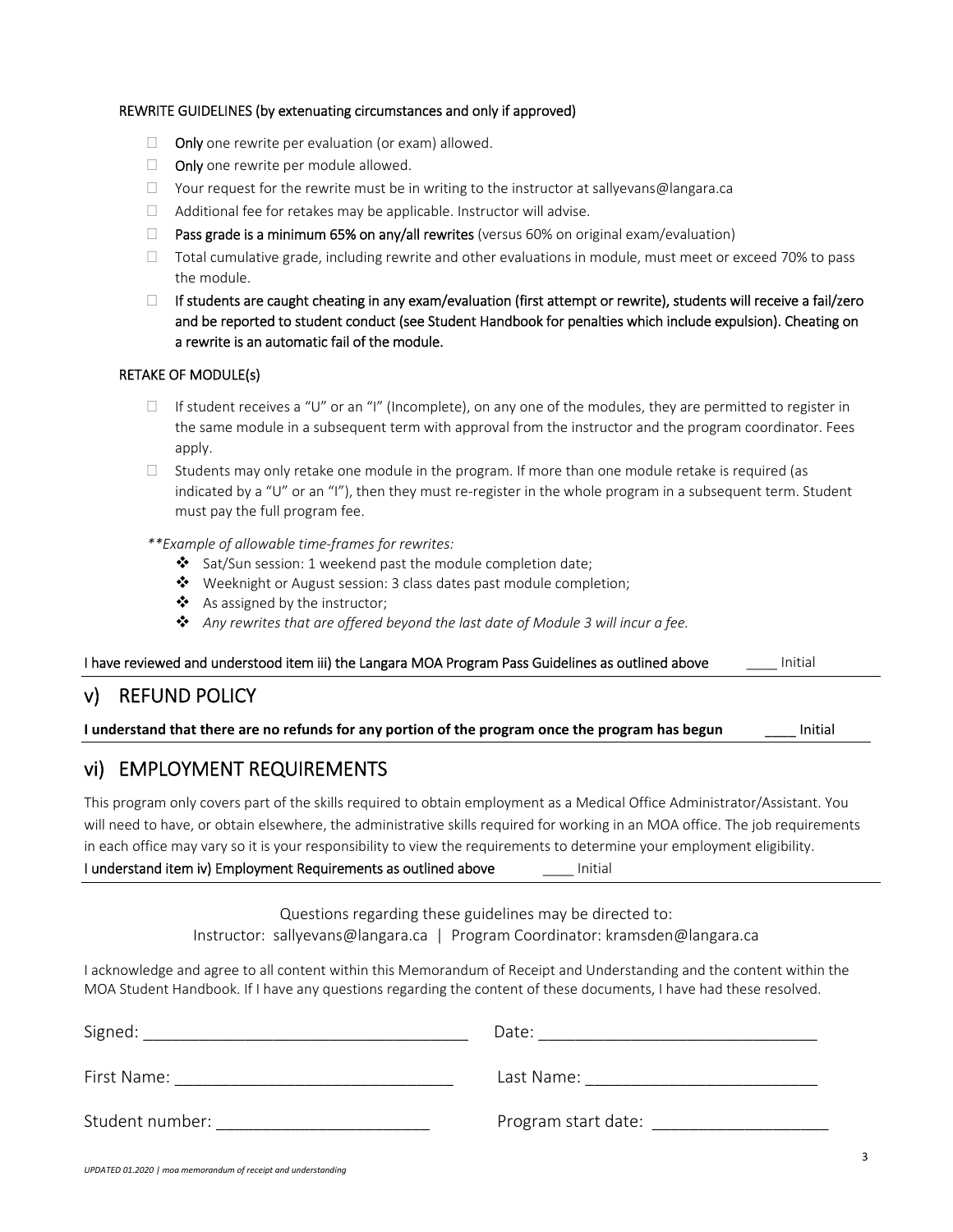REWRITE GUIDELINES (by extenuating circumstances and only if approved)

- **Only** one rewrite per evaluation (or exam) allowed.
- **Only** one rewrite per module allowed.
- Your request for the rewrite must be in writing to the instructor at sallyevans@langara.ca
- Additional fee for retakes may be applicable. Instructor will advise.
- **Pass grade is a minimum 65% on any/all rewrites** (versus 60% on original exam/evaluation)
- Total cumulative grade, including rewrite and other evaluations in module, must meet or exceed 70% to pass the module.
- **If students are caught cheating in any exam/evaluation (first attempt or rewrite), students will receive a fail/zero and be reported to student conduct (see Student Handbook for penalties which include expulsion). Cheating on a rewrite is an automatic fail of the module.**

RETAKE OF MODULE(s)

- If student receives a "U" or an "I" (Incomplete), on any one of the modules, they are permitted to register in the same module in a subsequent term with approval from the instructor and the program coordinator. Fees apply.
- Students may only retake one module in the program. If more than one module retake is required (as indicated by a "U" or an "I"), then they must re-register in the whole program in a subsequent term. Student must pay the full program fee.

*\*\*Example of allowable time-frames for rewrites:*

- Sat/Sun session: 1 weekend past the module completion date;
- Weeknight or August session: 3 class dates past module completion;
- As assigned by the instructor;
- *Any rewrites that are offered beyond the last date of Module 3 will incur a fee.*

I have reviewed and understood item iii) the Langara MOA Program Pass Guidelines as outlined above ____ Initial

## v) REFUND POLICY

**I understand that there are no refunds for any portion of the program once the program has begun** ____ Initial

## vi) EMPLOYMENT REQUIREMENTS

This program only covers part of the skills required to obtain employment as a Medical Office Administrator/Assistant. You will need to have, or obtain elsewhere, the administrative skills required for working in an MOA office. The job requirements in each office may vary so it is your responsibility to view the requirements to determine your employment eligibility.

I understand item iv) Employment Requirements as outlined above ____ Initial

Questions regarding these guidelines may be directed to:
Instructor: sallyevans@langara.ca | Program Coordinator: kramsden@langara.ca

I acknowledge and agree to all content within this Memorandum of Receipt and Understanding and the content within the MOA Student Handbook. If I have any questions regarding the content of these documents, I have had these resolved.

Signed: ______________________________ Date: ______________________________

First Name: ______________________________ Last Name: ______________________________

Student number: ______________________________ Program start date: ______________________________

*UPDATED 01.2020 | moa memorandum of receipt and understanding*